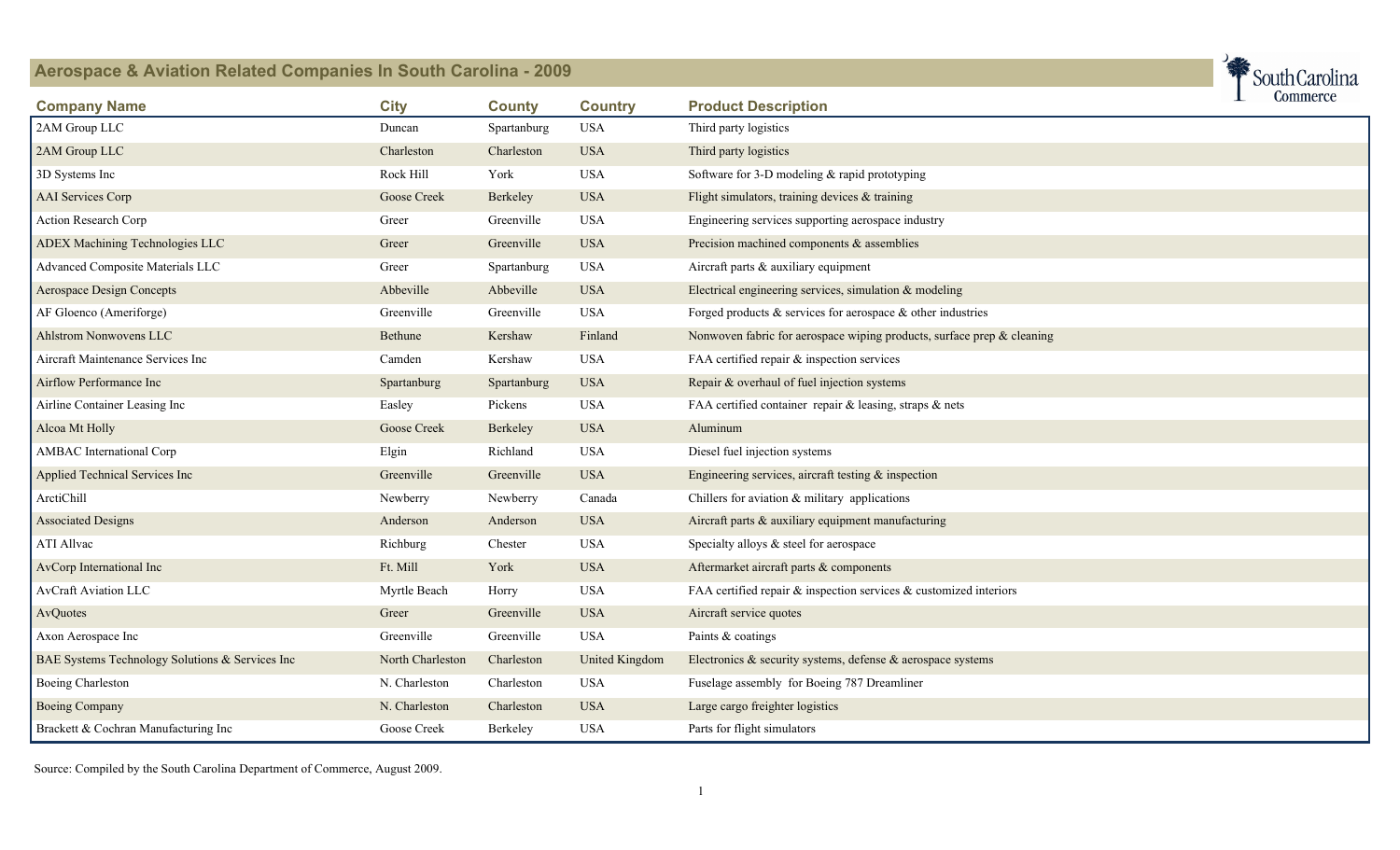# Aerospace & Aviation Related Companies In South Carolina - 2009

| Company Name | City | County | Country | Product Description |
| --- | --- | --- | --- | --- |
| 2AM Group LLC | Duncan | Spartanburg | USA | Third party logistics |
| 2AM Group LLC | Charleston | Charleston | USA | Third party logistics |
| 3D Systems Inc | Rock Hill | York | USA | Software for 3-D modeling & rapid prototyping |
| AAI Services Corp | Goose Creek | Berkeley | USA | Flight simulators, training devices & training |
| Action Research Corp | Greer | Greenville | USA | Engineering services supporting aerospace industry |
| ADEX Machining Technologies LLC | Greer | Greenville | USA | Precision machined components & assemblies |
| Advanced Composite Materials LLC | Greer | Spartanburg | USA | Aircraft parts & auxiliary equipment |
| Aerospace Design Concepts | Abbeville | Abbeville | USA | Electrical engineering services, simulation & modeling |
| AF Gloenco (Ameriforge) | Greenville | Greenville | USA | Forged products & services for aerospace & other industries |
| Ahlstrom Nonwovens LLC | Bethune | Kershaw | Finland | Nonwoven fabric for aerospace wiping products, surface prep & cleaning |
| Aircraft Maintenance Services Inc | Camden | Kershaw | USA | FAA certified repair & inspection services |
| Airflow Performance Inc | Spartanburg | Spartanburg | USA | Repair & overhaul of fuel injection systems |
| Airline Container Leasing Inc | Easley | Pickens | USA | FAA certified container repair & leasing, straps & nets |
| Alcoa Mt Holly | Goose Creek | Berkeley | USA | Aluminum |
| AMBAC International Corp | Elgin | Richland | USA | Diesel fuel injection systems |
| Applied Technical Services Inc | Greenville | Greenville | USA | Engineering services, aircraft testing & inspection |
| ArctiChill | Newberry | Newberry | Canada | Chillers for aviation & military applications |
| Associated Designs | Anderson | Anderson | USA | Aircraft parts & auxiliary equipment manufacturing |
| ATI Allvac | Richburg | Chester | USA | Specialty alloys & steel for aerospace |
| AvCorp International Inc | Ft. Mill | York | USA | Aftermarket aircraft parts & components |
| AvCraft Aviation LLC | Myrtle Beach | Horry | USA | FAA certified repair & inspection services & customized interiors |
| AvQuotes | Greer | Greenville | USA | Aircraft service quotes |
| Axon Aerospace Inc | Greenville | Greenville | USA | Paints & coatings |
| BAE Systems Technology Solutions & Services Inc | North Charleston | Charleston | United Kingdom | Electronics & security systems, defense & aerospace systems |
| Boeing Charleston | N. Charleston | Charleston | USA | Fuselage assembly for Boeing 787 Dreamliner |
| Boeing Company | N. Charleston | Charleston | USA | Large cargo freighter logistics |
| Brackett & Cochran Manufacturing Inc | Goose Creek | Berkeley | USA | Parts for flight simulators |

Source: Compiled by the South Carolina Department of Commerce, August 2009.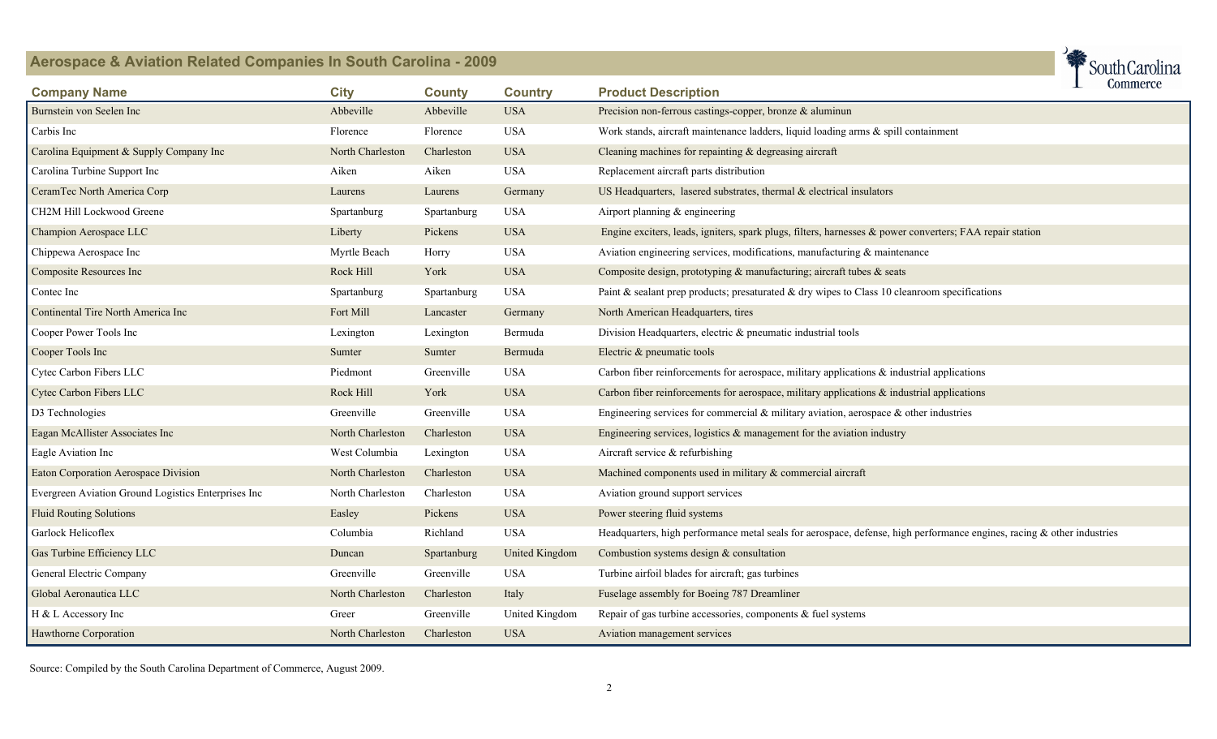## Aerospace & Aviation Related Companies In South Carolina - 2009

| Company Name | City | County | Country | Product Description |
|---|---|---|---|---|
| Burnstein von Seelen Inc | Abbeville | Abbeville | USA | Precision non-ferrous castings-copper, bronze & aluminun |
| Carbis Inc | Florence | Florence | USA | Work stands, aircraft maintenance ladders, liquid loading arms & spill containment |
| Carolina Equipment & Supply Company Inc | North Charleston | Charleston | USA | Cleaning machines for repainting & degreasing aircraft |
| Carolina Turbine Support Inc | Aiken | Aiken | USA | Replacement aircraft parts distribution |
| CeramTec North America Corp | Laurens | Laurens | Germany | US Headquarters, lasered substrates, thermal & electrical insulators |
| CH2M Hill Lockwood Greene | Spartanburg | Spartanburg | USA | Airport planning & engineering |
| Champion Aerospace LLC | Liberty | Pickens | USA | Engine exciters, leads, igniters, spark plugs, filters, harnesses & power converters; FAA repair station |
| Chippewa Aerospace Inc | Myrtle Beach | Horry | USA | Aviation engineering services, modifications, manufacturing & maintenance |
| Composite Resources Inc | Rock Hill | York | USA | Composite design, prototyping & manufacturing; aircraft tubes & seats |
| Contec Inc | Spartanburg | Spartanburg | USA | Paint & sealant prep products; presaturated & dry wipes to Class 10 cleanroom specifications |
| Continental Tire North America Inc | Fort Mill | Lancaster | Germany | North American Headquarters, tires |
| Cooper Power Tools Inc | Lexington | Lexington | Bermuda | Division Headquarters, electric & pneumatic industrial tools |
| Cooper Tools Inc | Sumter | Sumter | Bermuda | Electric & pneumatic tools |
| Cytec Carbon Fibers LLC | Piedmont | Greenville | USA | Carbon fiber reinforcements for aerospace, military applications & industrial applications |
| Cytec Carbon Fibers LLC | Rock Hill | York | USA | Carbon fiber reinforcements for aerospace, military applications & industrial applications |
| D3 Technologies | Greenville | Greenville | USA | Engineering services for commercial & military aviation, aerospace & other industries |
| Eagan McAllister Associates Inc | North Charleston | Charleston | USA | Engineering services, logistics & management for the aviation industry |
| Eagle Aviation Inc | West Columbia | Lexington | USA | Aircraft service & refurbishing |
| Eaton Corporation Aerospace Division | North Charleston | Charleston | USA | Machined components used in military & commercial aircraft |
| Evergreen Aviation Ground Logistics Enterprises Inc | North Charleston | Charleston | USA | Aviation ground support services |
| Fluid Routing Solutions | Easley | Pickens | USA | Power steering fluid systems |
| Garlock Helicoflex | Columbia | Richland | USA | Headquarters, high performance metal seals for aerospace, defense, high performance engines, racing & other industries |
| Gas Turbine Efficiency LLC | Duncan | Spartanburg | United Kingdom | Combustion systems design & consultation |
| General Electric Company | Greenville | Greenville | USA | Turbine airfoil blades for aircraft; gas turbines |
| Global Aeronautica LLC | North Charleston | Charleston | Italy | Fuselage assembly for Boeing 787 Dreamliner |
| H & L Accessory Inc | Greer | Greenville | United Kingdom | Repair of gas turbine accessories, components & fuel systems |
| Hawthorne Corporation | North Charleston | Charleston | USA | Aviation management services |

Source: Compiled by the South Carolina Department of Commerce, August 2009.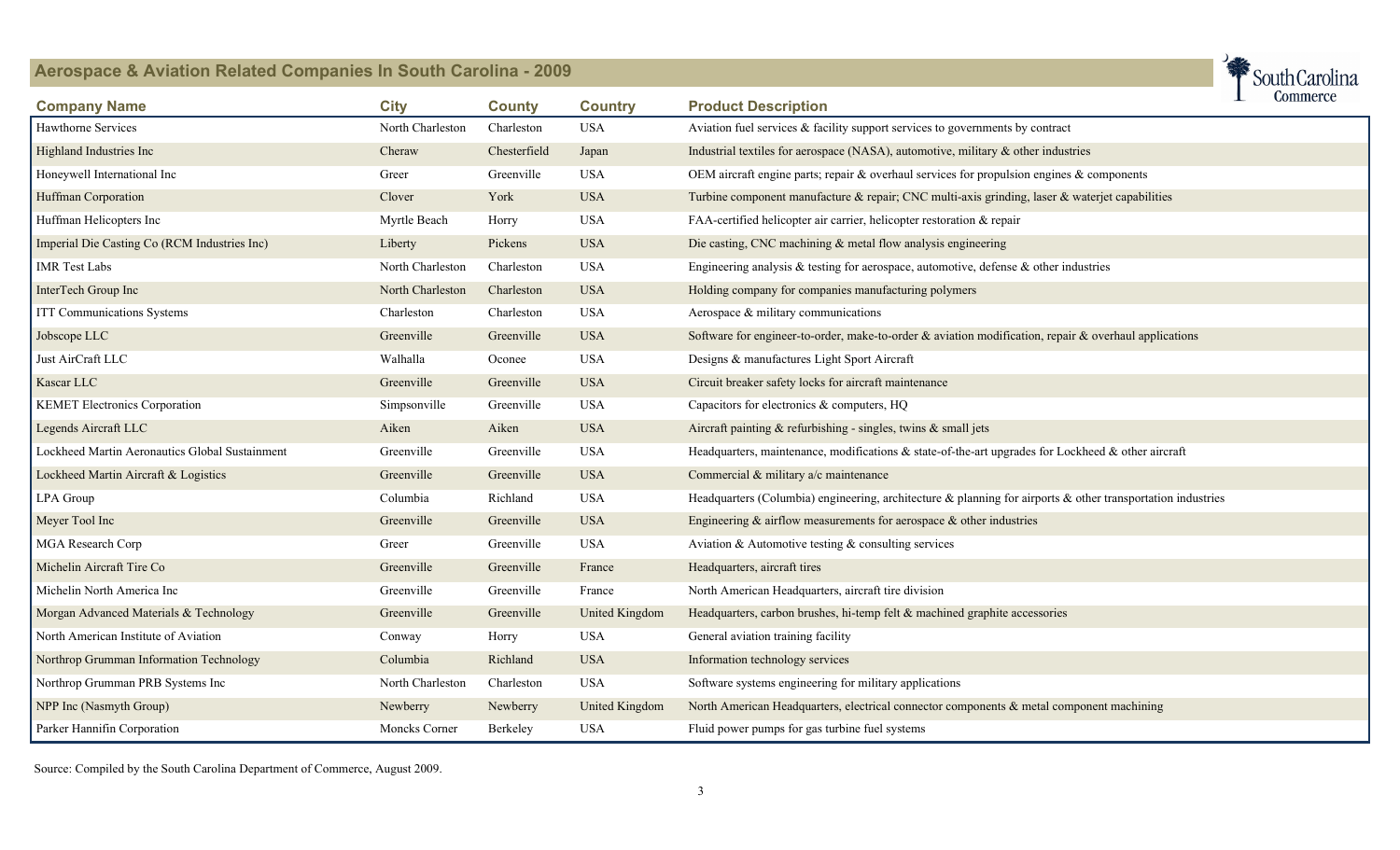## Aerospace & Aviation Related Companies In South Carolina - 2009

| Company Name | City | County | Country | Product Description |
| --- | --- | --- | --- | --- |
| Hawthorne Services | North Charleston | Charleston | USA | Aviation fuel services & facility support services to governments by contract |
| Highland Industries Inc | Cheraw | Chesterfield | Japan | Industrial textiles for aerospace (NASA), automotive, military & other industries |
| Honeywell International Inc | Greer | Greenville | USA | OEM aircraft engine parts; repair & overhaul services for propulsion engines & components |
| Huffman Corporation | Clover | York | USA | Turbine component manufacture & repair; CNC multi-axis grinding, laser & waterjet capabilities |
| Huffman Helicopters Inc | Myrtle Beach | Horry | USA | FAA-certified helicopter air carrier, helicopter restoration & repair |
| Imperial Die Casting Co (RCM Industries Inc) | Liberty | Pickens | USA | Die casting, CNC machining & metal flow analysis engineering |
| IMR Test Labs | North Charleston | Charleston | USA | Engineering analysis & testing for aerospace, automotive, defense & other industries |
| InterTech Group Inc | North Charleston | Charleston | USA | Holding company for companies manufacturing polymers |
| ITT Communications Systems | Charleston | Charleston | USA | Aerospace & military communications |
| Jobscope LLC | Greenville | Greenville | USA | Software for engineer-to-order, make-to-order & aviation modification, repair & overhaul applications |
| Just AirCraft LLC | Walhalla | Oconee | USA | Designs & manufactures Light Sport Aircraft |
| Kascar LLC | Greenville | Greenville | USA | Circuit breaker safety locks for aircraft maintenance |
| KEMET Electronics Corporation | Simpsonville | Greenville | USA | Capacitors for electronics & computers, HQ |
| Legends Aircraft LLC | Aiken | Aiken | USA | Aircraft painting & refurbishing - singles, twins & small jets |
| Lockheed Martin Aeronautics Global Sustainment | Greenville | Greenville | USA | Headquarters, maintenance, modifications & state-of-the-art upgrades for Lockheed & other aircraft |
| Lockheed Martin Aircraft & Logistics | Greenville | Greenville | USA | Commercial & military a/c maintenance |
| LPA Group | Columbia | Richland | USA | Headquarters (Columbia) engineering, architecture & planning for airports & other transportation industries |
| Meyer Tool Inc | Greenville | Greenville | USA | Engineering & airflow measurements for aerospace & other industries |
| MGA Research Corp | Greer | Greenville | USA | Aviation & Automotive testing & consulting services |
| Michelin Aircraft Tire Co | Greenville | Greenville | France | Headquarters, aircraft tires |
| Michelin North America Inc | Greenville | Greenville | France | North American Headquarters, aircraft tire division |
| Morgan Advanced Materials & Technology | Greenville | Greenville | United Kingdom | Headquarters, carbon brushes, hi-temp felt & machined graphite accessories |
| North American Institute of Aviation | Conway | Horry | USA | General aviation training facility |
| Northrop Grumman Information Technology | Columbia | Richland | USA | Information technology services |
| Northrop Grumman PRB Systems Inc | North Charleston | Charleston | USA | Software systems engineering for military applications |
| NPP Inc (Nasmyth Group) | Newberry | Newberry | United Kingdom | North American Headquarters, electrical connector components & metal component machining |
| Parker Hannifin Corporation | Moncks Corner | Berkeley | USA | Fluid power pumps for gas turbine fuel systems |

Source: Compiled by the South Carolina Department of Commerce, August 2009.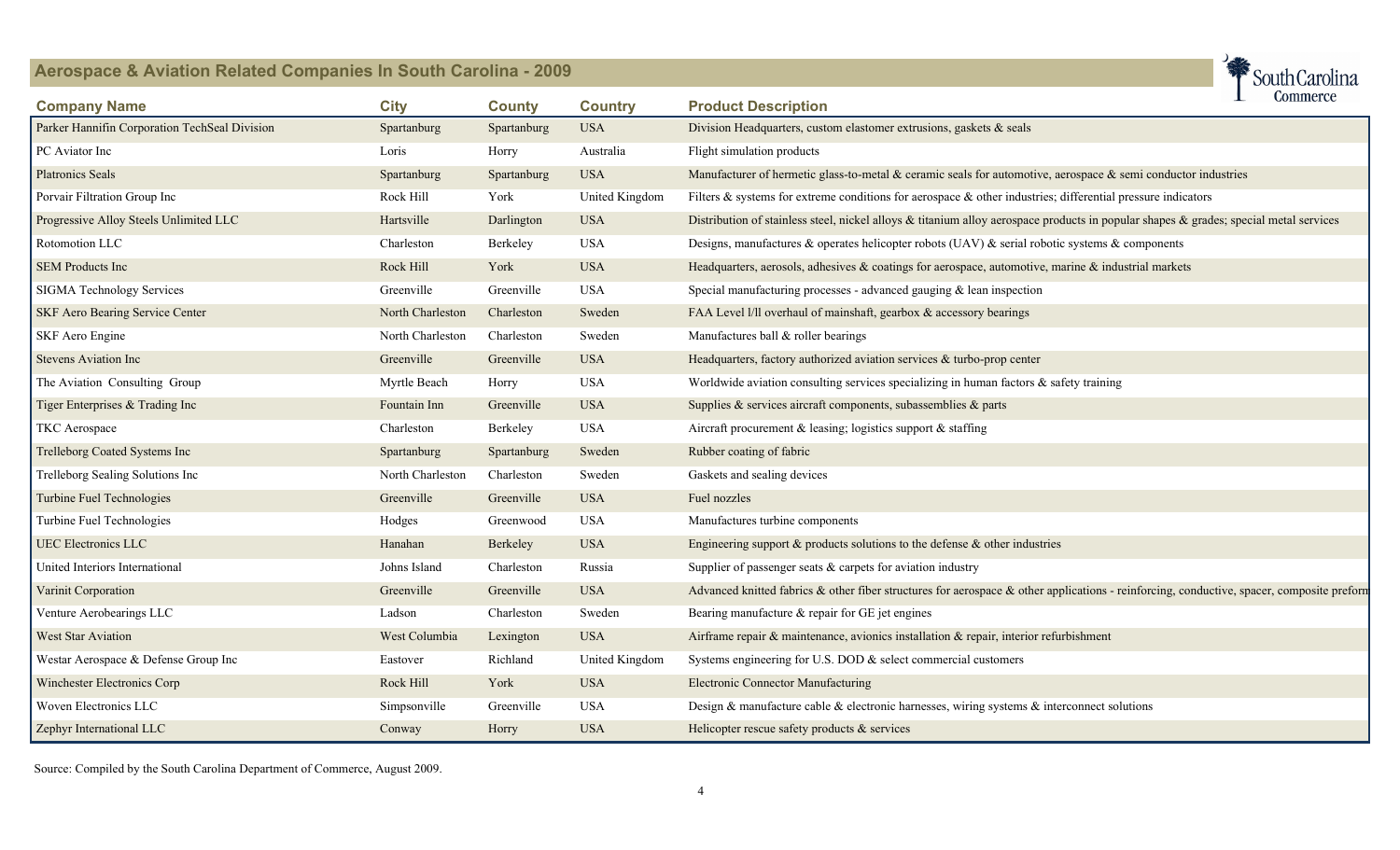## Aerospace & Aviation Related Companies In South Carolina - 2009

| Company Name | City | County | Country | Product Description |
|---|---|---|---|---|
| Parker Hannifin Corporation TechSeal Division | Spartanburg | Spartanburg | USA | Division Headquarters, custom elastomer extrusions, gaskets & seals |
| PC Aviator Inc | Loris | Horry | Australia | Flight simulation products |
| Platronics Seals | Spartanburg | Spartanburg | USA | Manufacturer of hermetic glass-to-metal & ceramic seals for automotive, aerospace & semi conductor industries |
| Porvair Filtration Group Inc | Rock Hill | York | United Kingdom | Filters & systems for extreme conditions for aerospace & other industries; differential pressure indicators |
| Progressive Alloy Steels Unlimited LLC | Hartsville | Darlington | USA | Distribution of stainless steel, nickel alloys & titanium alloy aerospace products in popular shapes & grades; special metal services |
| Rotomotion LLC | Charleston | Berkeley | USA | Designs, manufactures & operates helicopter robots (UAV) & serial robotic systems & components |
| SEM Products Inc | Rock Hill | York | USA | Headquarters, aerosols, adhesives & coatings for aerospace, automotive, marine & industrial markets |
| SIGMA Technology Services | Greenville | Greenville | USA | Special manufacturing processes - advanced gauging & lean inspection |
| SKF Aero Bearing Service Center | North Charleston | Charleston | Sweden | FAA Level I/II overhaul of mainshaft, gearbox & accessory bearings |
| SKF Aero Engine | North Charleston | Charleston | Sweden | Manufactures ball & roller bearings |
| Stevens Aviation Inc | Greenville | Greenville | USA | Headquarters, factory authorized aviation services & turbo-prop center |
| The Aviation Consulting Group | Myrtle Beach | Horry | USA | Worldwide aviation consulting services specializing in human factors & safety training |
| Tiger Enterprises & Trading Inc | Fountain Inn | Greenville | USA | Supplies & services aircraft components, subassemblies & parts |
| TKC Aerospace | Charleston | Berkeley | USA | Aircraft procurement & leasing; logistics support & staffing |
| Trelleborg Coated Systems Inc | Spartanburg | Spartanburg | Sweden | Rubber coating of fabric |
| Trelleborg Sealing Solutions Inc | North Charleston | Charleston | Sweden | Gaskets and sealing devices |
| Turbine Fuel Technologies | Greenville | Greenville | USA | Fuel nozzles |
| Turbine Fuel Technologies | Hodges | Greenwood | USA | Manufactures turbine components |
| UEC Electronics LLC | Hanahan | Berkeley | USA | Engineering support & products solutions to the defense & other industries |
| United Interiors International | Johns Island | Charleston | Russia | Supplier of passenger seats & carpets for aviation industry |
| Varinit Corporation | Greenville | Greenville | USA | Advanced knitted fabrics & other fiber structures for aerospace & other applications - reinforcing, conductive, spacer, composite preform |
| Venture Aerobearings LLC | Ladson | Charleston | Sweden | Bearing manufacture & repair for GE jet engines |
| West Star Aviation | West Columbia | Lexington | USA | Airframe repair & maintenance, avionics installation & repair, interior refurbishment |
| Westar Aerospace & Defense Group Inc | Eastover | Richland | United Kingdom | Systems engineering for U.S. DOD & select commercial customers |
| Winchester Electronics Corp | Rock Hill | York | USA | Electronic Connector Manufacturing |
| Woven Electronics LLC | Simpsonville | Greenville | USA | Design & manufacture cable & electronic harnesses, wiring systems & interconnect solutions |
| Zephyr International LLC | Conway | Horry | USA | Helicopter rescue safety products & services |

Source: Compiled by the South Carolina Department of Commerce, August 2009.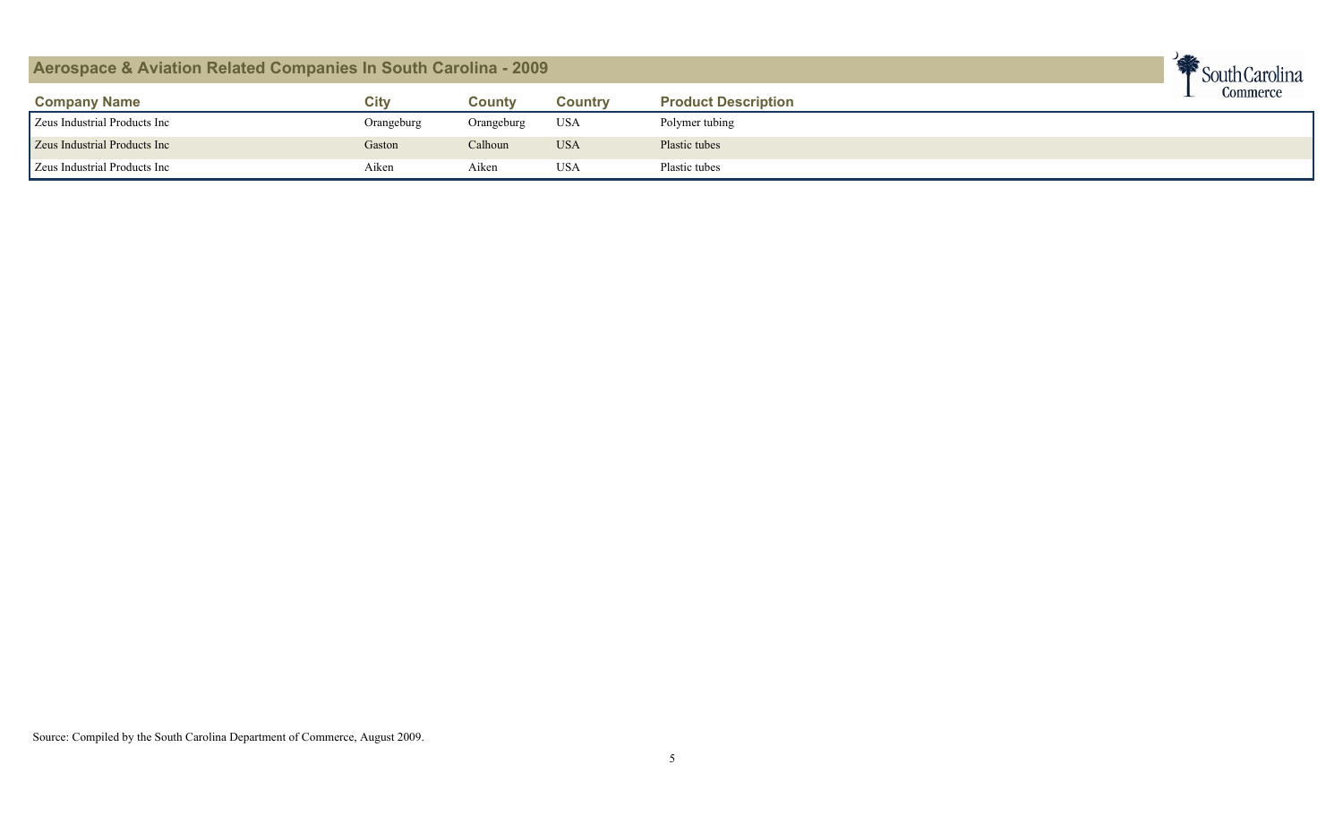## Aerospace & Aviation Related Companies In South Carolina - 2009

| Company Name | City | County | Country | Product Description |
| --- | --- | --- | --- | --- |
| Zeus Industrial Products Inc | Orangeburg | Orangeburg | USA | Polymer tubing |
| Zeus Industrial Products Inc | Gaston | Calhoun | USA | Plastic tubes |
| Zeus Industrial Products Inc | Aiken | Aiken | USA | Plastic tubes |

Source: Compiled by the South Carolina Department of Commerce, August 2009.